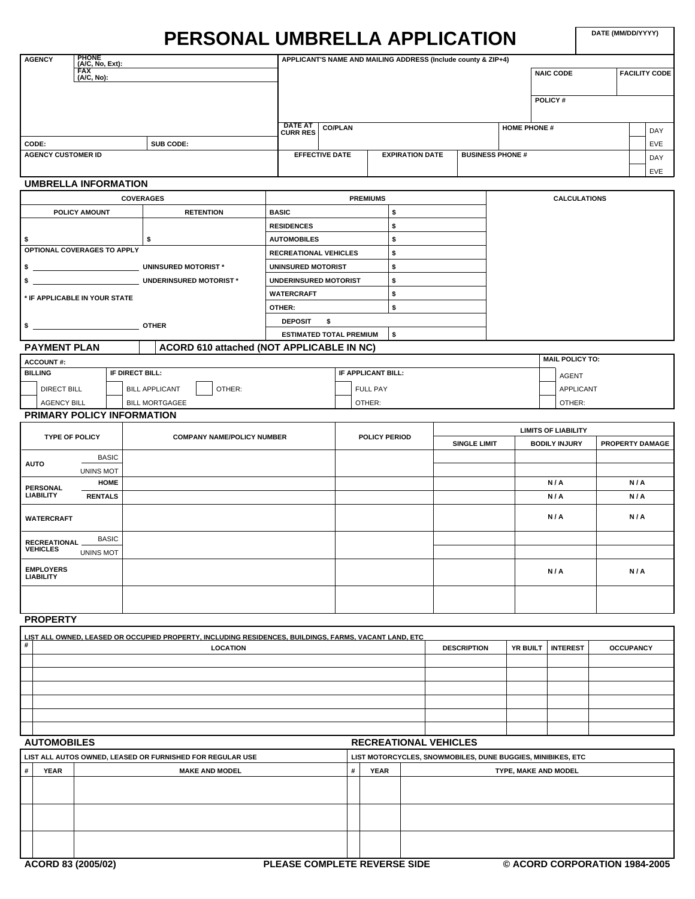# PERSONAL UMBRELLA APPLICATION

| DATE (MM/DD/YYYY) |
|---|
| |

| AGENCY | PHONE (A/C, No, Ext): | APPLICANT'S NAME AND MAILING ADDRESS (Include county & ZIP+4) | | | | |
|---|---|---|---|---|---|---|
| | FAX (A/C, No): | | | | NAIC CODE | FACILITY CODE |
| | | | | | POLICY # | |
| | | DATE AT CURR RES | CO/PLAN | | HOME PHONE # | DAY / EVE |
| CODE: | SUB CODE: | | | | | |
| AGENCY CUSTOMER ID | | EFFECTIVE DATE | EXPIRATION DATE | BUSINESS PHONE # | | DAY / EVE |

## UMBRELLA INFORMATION

| COVERAGES | | PREMIUMS | | CALCULATIONS |
|---|---|---|---|---|
| POLICY AMOUNT | RETENTION | BASIC | $ | |
| | | RESIDENCES | $ | |
| $ | $ | AUTOMOBILES | $ | |
| OPTIONAL COVERAGES TO APPLY | | RECREATIONAL VEHICLES | $ | |
| $ | UNINSURED MOTORIST * | UNINSURED MOTORIST | $ | |
| $ | UNDERINSURED MOTORIST * | UNDERINSURED MOTORIST | $ | |
| * IF APPLICABLE IN YOUR STATE | | WATERCRAFT | $ | |
| | | OTHER: | $ | |
| $ | OTHER | DEPOSIT $ | | |
| | | ESTIMATED TOTAL PREMIUM | $ | |

## PAYMENT PLAN

☐ ACORD 610 attached (NOT APPLICABLE IN NC)

| ACCOUNT #: | | | MAIL POLICY TO: |
|---|---|---|---|
| BILLING | IF DIRECT BILL: | IF APPLICANT BILL: | |
| ☐ DIRECT BILL | ☐ BILL APPLICANT ☐ OTHER: | ☐ FULL PAY | ☐ AGENT |
| ☐ AGENCY BILL | ☐ BILL MORTGAGEE | ☐ OTHER: | ☐ APPLICANT |
| | | | ☐ OTHER: |

## PRIMARY POLICY INFORMATION

| TYPE OF POLICY | | COMPANY NAME/POLICY NUMBER | POLICY PERIOD | LIMITS OF LIABILITY | | |
|---|---|---|---|---|---|---|
| | | | | SINGLE LIMIT | BODILY INJURY | PROPERTY DAMAGE |
| AUTO | BASIC | | | | | |
| | UNINS MOT | | | | | |
| PERSONAL LIABILITY | HOME | | | | N / A | N / A |
| | RENTALS | | | | N / A | N / A |
| WATERCRAFT | | | | | N / A | N / A |
| RECREATIONAL VEHICLES | BASIC | | | | | |
| | UNINS MOT | | | | | |
| EMPLOYERS LIABILITY | | | | | N / A | N / A |
| | | | | | | |

## PROPERTY

LIST ALL OWNED, LEASED OR OCCUPIED PROPERTY, INCLUDING RESIDENCES, BUILDINGS, FARMS, VACANT LAND, ETC

| # | LOCATION | DESCRIPTION | YR BUILT | INTEREST | OCCUPANCY |
|---|---|---|---|---|---|
| | | | | | |
| | | | | | |
| | | | | | |
| | | | | | |
| | | | | | |
| | | | | | |

## AUTOMOBILES

LIST ALL AUTOS OWNED, LEASED OR FURNISHED FOR REGULAR USE

| # | YEAR | MAKE AND MODEL |
|---|---|---|
| | | |
| | | |
| | | |

## RECREATIONAL VEHICLES

LIST MOTORCYCLES, SNOWMOBILES, DUNE BUGGIES, MINIBIKES, ETC

| # | YEAR | TYPE, MAKE AND MODEL |
|---|---|---|
| | | |
| | | |
| | | |

ACORD 83 (2005/02) PLEASE COMPLETE REVERSE SIDE © ACORD CORPORATION 1984-2005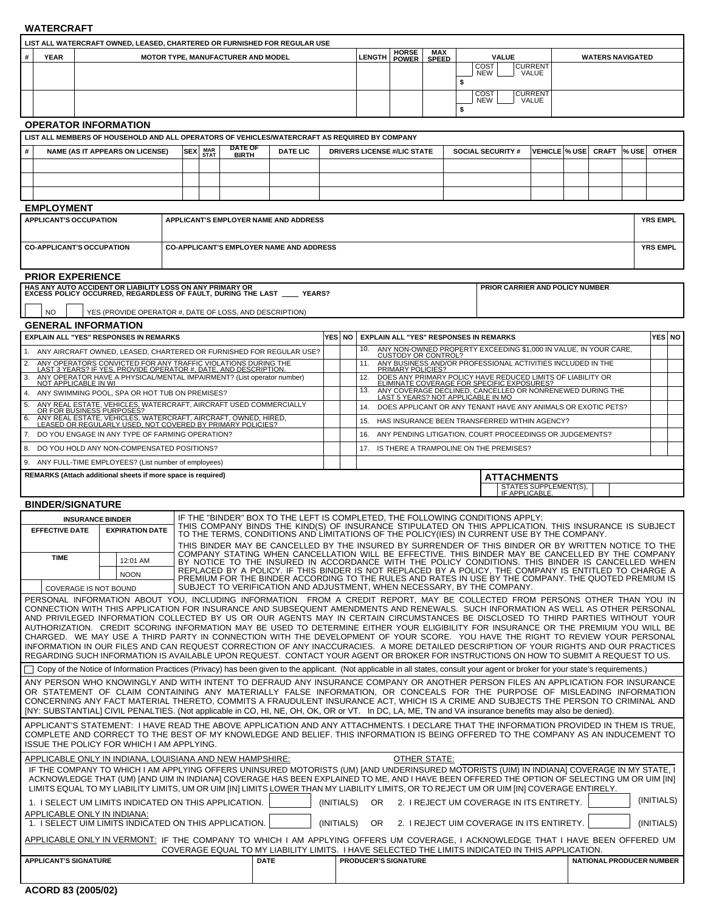## WATERCRAFT

LIST ALL WATERCRAFT OWNED, LEASED, CHARTERED OR FURNISHED FOR REGULAR USE

| # | YEAR | MOTOR TYPE, MANUFACTURER AND MODEL | LENGTH | HORSE POWER | MAX SPEED | VALUE | WATERS NAVIGATED |
|---|---|---|---|---|---|---|---|
| | | | | | | COST NEW / CURRENT VALUE $ | |
| | | | | | | COST NEW / CURRENT VALUE $ | |

## OPERATOR INFORMATION

LIST ALL MEMBERS OF HOUSEHOLD AND ALL OPERATORS OF VEHICLES/WATERCRAFT AS REQUIRED BY COMPANY

| # | NAME (AS IT APPEARS ON LICENSE) | SEX | MAR STAT | DATE OF BIRTH | DATE LIC | DRIVERS LICENSE #/LIC STATE | SOCIAL SECURITY # | VEHICLE | % USE | CRAFT | % USE | OTHER |
|---|---|---|---|---|---|---|---|---|---|---|---|---|
| | | | | | | | | | | | | |
| | | | | | | | | | | | | |
| | | | | | | | | | | | | |

## EMPLOYMENT

| APPLICANT'S OCCUPATION | APPLICANT'S EMPLOYER NAME AND ADDRESS | YRS EMPL |
|---|---|---|
| CO-APPLICANT'S OCCUPATION | CO-APPLICANT'S EMPLOYER NAME AND ADDRESS | YRS EMPL |

## PRIOR EXPERIENCE

HAS ANY AUTO ACCIDENT OR LIABILITY LOSS ON ANY PRIMARY OR EXCESS POLICY OCCURRED, REGARDLESS OF FAULT, DURING THE LAST ____ YEARS?

☐ NO ☐ YES (PROVIDE OPERATOR #, DATE OF LOSS, AND DESCRIPTION)

PRIOR CARRIER AND POLICY NUMBER

## GENERAL INFORMATION

| EXPLAIN ALL "YES" RESPONSES IN REMARKS | YES | NO | EXPLAIN ALL "YES" RESPONSES IN REMARKS | YES | NO |
|---|---|---|---|---|---|
| 1. ANY AIRCRAFT OWNED, LEASED, CHARTERED OR FURNISHED FOR REGULAR USE? | | | 10. ANY NON-OWNED PROPERTY EXCEEDING $1,000 IN VALUE, IN YOUR CARE, CUSTODY OR CONTROL? | | |
| 2. ANY OPERATORS CONVICTED FOR ANY TRAFFIC VIOLATIONS DURING THE LAST 3 YEARS? IF YES, PROVIDE OPERATOR #, DATE, AND DESCRIPTION. | | | 11. ANY BUSINESS AND/OR PROFESSIONAL ACTIVITIES INCLUDED IN THE PRIMARY POLICIES? | | |
| 3. ANY OPERATOR HAVE A PHYSICAL/MENTAL IMPAIRMENT? (List operator number) NOT APPLICABLE IN WI | | | 12. DOES ANY PRIMARY POLICY HAVE REDUCED LIMITS OF LIABILITY OR ELIMINATE COVERAGE FOR SPECIFIC EXPOSURES? | | |
| 4. ANY SWIMMING POOL, SPA OR HOT TUB ON PREMISES? | | | 13. ANY COVERAGE DECLINED, CANCELLED OR NONRENEWED DURING THE LAST 5 YEARS? NOT APPLICABLE IN MO | | |
| 5. ANY REAL ESTATE, VEHICLES, WATERCRAFT, AIRCRAFT USED COMMERCIALLY OR FOR BUSINESS PURPOSES? | | | 14. DOES APPLICANT OR ANY TENANT HAVE ANY ANIMALS OR EXOTIC PETS? | | |
| 6. ANY REAL ESTATE, VEHICLES, WATERCRAFT, AIRCRAFT, OWNED, HIRED, LEASED OR REGULARLY USED, NOT COVERED BY PRIMARY POLICIES? | | | 15. HAS INSURANCE BEEN TRANSFERRED WITHIN AGENCY? | | |
| 7. DO YOU ENGAGE IN ANY TYPE OF FARMING OPERATION? | | | 16. ANY PENDING LITIGATION, COURT PROCEEDINGS OR JUDGEMENTS? | | |
| 8. DO YOU HOLD ANY NON-COMPENSATED POSITIONS? | | | 17. IS THERE A TRAMPOLINE ON THE PREMISES? | | |
| 9. ANY FULL-TIME EMPLOYEES? (List number of employees) | | | | | |

REMARKS (Attach additional sheets if more space is required)

**ATTACHMENTS**

STATES SUPPLEMENT(S), IF APPLICABLE. ☐

## BINDER/SIGNATURE

| INSURANCE BINDER | |
|---|---|
| EFFECTIVE DATE | EXPIRATION DATE |
| TIME | ☐ 12:01 AM |
| | ☐ NOON |
| ☐ COVERAGE IS NOT BOUND | |

IF THE "BINDER" BOX TO THE LEFT IS COMPLETED, THE FOLLOWING CONDITIONS APPLY:
THIS COMPANY BINDS THE KIND(S) OF INSURANCE STIPULATED ON THIS APPLICATION. THIS INSURANCE IS SUBJECT TO THE TERMS, CONDITIONS AND LIMITATIONS OF THE POLICY(IES) IN CURRENT USE BY THE COMPANY.

THIS BINDER MAY BE CANCELLED BY THE INSURED BY SURRENDER OF THIS BINDER OR BY WRITTEN NOTICE TO THE COMPANY STATING WHEN CANCELLATION WILL BE EFFECTIVE. THIS BINDER MAY BE CANCELLED BY THE COMPANY BY NOTICE TO THE INSURED IN ACCORDANCE WITH THE POLICY CONDITIONS. THIS BINDER IS CANCELLED WHEN REPLACED BY A POLICY. IF THIS BINDER IS NOT REPLACED BY A POLICY, THE COMPANY IS ENTITLED TO CHARGE A PREMIUM FOR THE BINDER ACCORDING TO THE RULES AND RATES IN USE BY THE COMPANY. THE QUOTED PREMIUM IS SUBJECT TO VERIFICATION AND ADJUSTMENT, WHEN NECESSARY, BY THE COMPANY.

PERSONAL INFORMATION ABOUT YOU, INCLUDING INFORMATION FROM A CREDIT REPORT, MAY BE COLLECTED FROM PERSONS OTHER THAN YOU IN CONNECTION WITH THIS APPLICATION FOR INSURANCE AND SUBSEQUENT AMENDMENTS AND RENEWALS. SUCH INFORMATION AS WELL AS OTHER PERSONAL AND PRIVILEGED INFORMATION COLLECTED BY US OR OUR AGENTS MAY IN CERTAIN CIRCUMSTANCES BE DISCLOSED TO THIRD PARTIES WITHOUT YOUR AUTHORIZATION. CREDIT SCORING INFORMATION MAY BE USED TO DETERMINE EITHER YOUR ELIGIBILITY FOR INSURANCE OR THE PREMIUM YOU WILL BE CHARGED. WE MAY USE A THIRD PARTY IN CONNECTION WITH THE DEVELOPMENT OF YOUR SCORE. YOU HAVE THE RIGHT TO REVIEW YOUR PERSONAL INFORMATION IN OUR FILES AND CAN REQUEST CORRECTION OF ANY INACCURACIES. A MORE DETAILED DESCRIPTION OF YOUR RIGHTS AND OUR PRACTICES REGARDING SUCH INFORMATION IS AVAILABLE UPON REQUEST. CONTACT YOUR AGENT OR BROKER FOR INSTRUCTIONS ON HOW TO SUBMIT A REQUEST TO US.

☐ Copy of the Notice of Information Practices (Privacy) has been given to the applicant. (Not applicable in all states, consult your agent or broker for your state's requirements.)

ANY PERSON WHO KNOWINGLY AND WITH INTENT TO DEFRAUD ANY INSURANCE COMPANY OR ANOTHER PERSON FILES AN APPLICATION FOR INSURANCE OR STATEMENT OF CLAIM CONTAINING ANY MATERIALLY FALSE INFORMATION, OR CONCEALS FOR THE PURPOSE OF MISLEADING INFORMATION CONCERNING ANY FACT MATERIAL THERETO, COMMITS A FRAUDULENT INSURANCE ACT, WHICH IS A CRIME AND SUBJECTS THE PERSON TO CRIMINAL AND [NY: SUBSTANTIAL] CIVIL PENALTIES. (Not applicable in CO, HI, NE, OH, OK, OR or VT. In DC, LA, ME, TN and VA insurance benefits may also be denied).

APPLICANT'S STATEMENT: I HAVE READ THE ABOVE APPLICATION AND ANY ATTACHMENTS. I DECLARE THAT THE INFORMATION PROVIDED IN THEM IS TRUE, COMPLETE AND CORRECT TO THE BEST OF MY KNOWLEDGE AND BELIEF. THIS INFORMATION IS BEING OFFERED TO THE COMPANY AS AN INDUCEMENT TO ISSUE THE POLICY FOR WHICH I AM APPLYING.

APPLICABLE ONLY IN INDIANA, LOUISIANA AND NEW HAMPSHIRE: OTHER STATE: ____

IF THE COMPANY TO WHICH I AM APPLYING OFFERS UNINSURED MOTORISTS (UM) [AND UNDERINSURED MOTORISTS (UIM) IN INDIANA] COVERAGE IN MY STATE, I ACKNOWLEDGE THAT (UM) [AND UIM IN INDIANA] COVERAGE HAS BEEN EXPLAINED TO ME, AND I HAVE BEEN OFFERED THE OPTION OF SELECTING UM OR UIM [IN] LIMITS EQUAL TO MY LIABILITY LIMITS, UM OR UIM [IN] LIMITS LOWER THAN MY LIABILITY LIMITS, OR TO REJECT UM OR UIM [IN] COVERAGE ENTIRELY.

1. I SELECT UM LIMITS INDICATED ON THIS APPLICATION. ____ (INITIALS) OR 2. I REJECT UM COVERAGE IN ITS ENTIRETY. ____ (INITIALS)

APPLICABLE ONLY IN INDIANA:
1. I SELECT UIM LIMITS INDICATED ON THIS APPLICATION. ____ (INITIALS) OR 2. I REJECT UIM COVERAGE IN ITS ENTIRETY. ____ (INITIALS)

APPLICABLE ONLY IN VERMONT: IF THE COMPANY TO WHICH I AM APPLYING OFFERS UM COVERAGE, I ACKNOWLEDGE THAT I HAVE BEEN OFFERED UM COVERAGE EQUAL TO MY LIABILITY LIMITS. I HAVE SELECTED THE LIMITS INDICATED IN THIS APPLICATION.

| APPLICANT'S SIGNATURE | DATE | PRODUCER'S SIGNATURE | NATIONAL PRODUCER NUMBER |
|---|---|---|---|
| | | | |

ACORD 83 (2005/02)